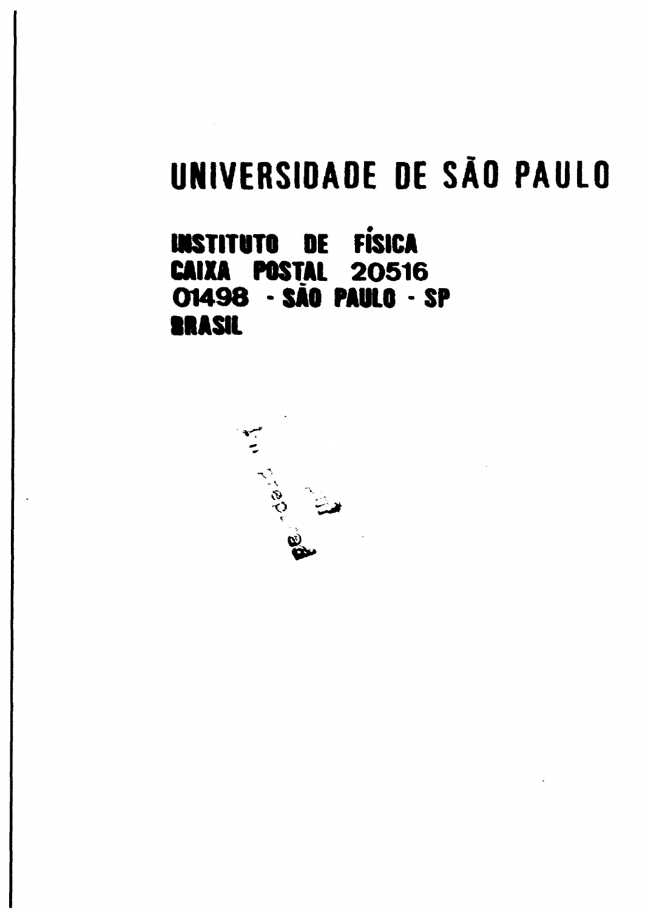# UNIVERSIDADE DE SÃO PAULO

**INSTITUTO DE FÍSICA**
**CAIXA POSTAL 20516**
**01498 - SÃO PAULO - SP**
**BRASIL**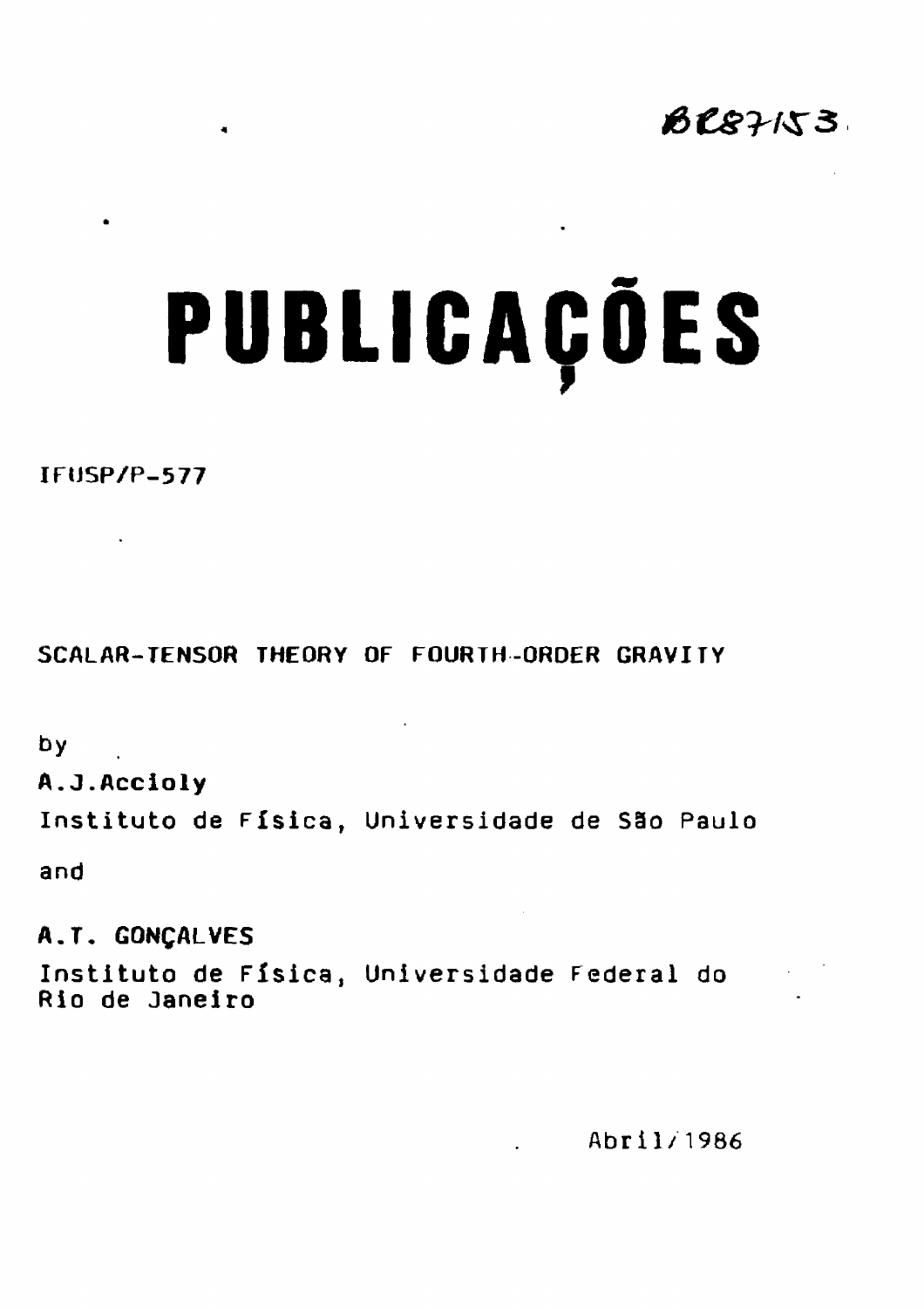BC87153

# PUBLICAÇÕES

IFUSP/P-577

SCALAR-TENSOR THEORY OF FOURTH-ORDER GRAVITY

by

**A.J.Accioly**

Instituto de Física, Universidade de São Paulo

and

**A.T. GONÇALVES**

Instituto de Física, Universidade Federal do Rio de Janeiro

Abril/1986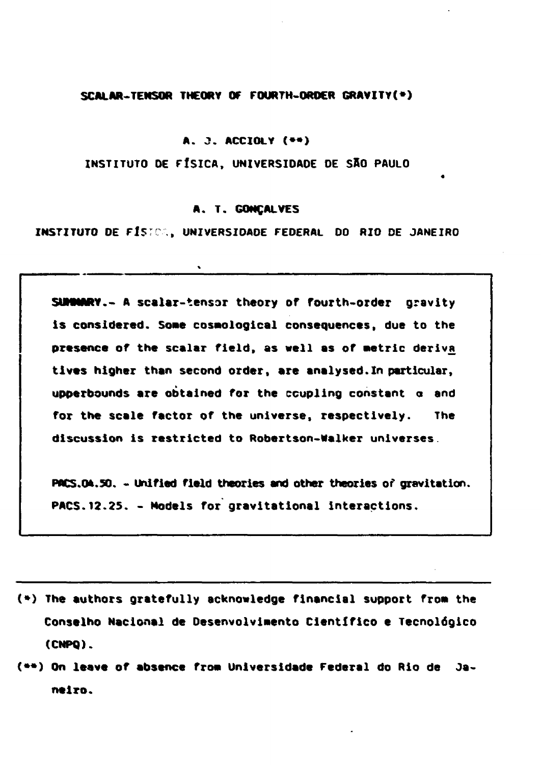# SCALAR-TENSOR THEORY OF FOURTH-ORDER GRAVITY(*)

A. J. ACCIOLY (**)

INSTITUTO DE FÍSICA, UNIVERSIDADE DE SÃO PAULO

A. T. GONÇALVES

INSTITUTO DE FÍSICA, UNIVERSIDADE FEDERAL DO RIO DE JANEIRO

**SUMMARY.** - A scalar-tensor theory of fourth-order gravity is considered. Some cosmological consequences, due to the presence of the scalar field, as well as of metric derivatives higher than second order, are analysed. In particular, upperbounds are obtained for the ccupling constant $\alpha$ and for the scale factor of the universe, respectively. The discussion is restricted to Robertson-Walker universes.

PACS.04.50. - Unified field theories and other theories of gravitation.
PACS.12.25. - Models for gravitational interactions.

---

(*) The authors gratefully acknowledge financial support from the Conselho Nacional de Desenvolvimento Científico e Tecnológico (CNPQ).

(**) On leave of absence from Universidade Federal do Rio de Janeiro.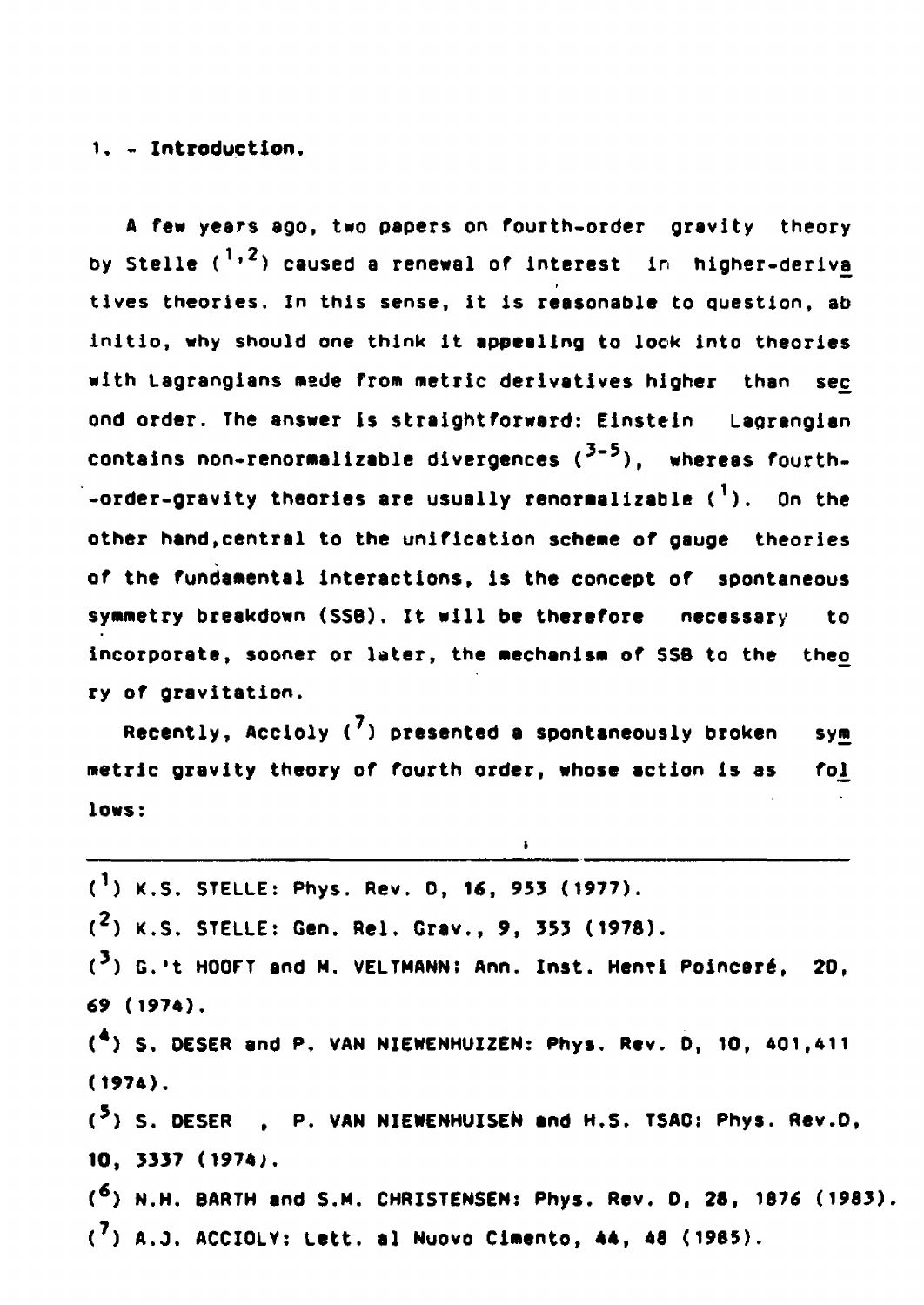## 1. - Introduction.

A few years ago, two papers on fourth-order gravity theory by Stelle [1,2] caused a renewal of interest in higher-derivatives theories. In this sense, it is reasonable to question, ab initio, why should one think it appealing to lock into theories with Lagrangians made from metric derivatives higher than second order. The answer is straightforward: Einstein Lagrangian contains non-renormalizable divergences [3-5], whereas fourth-order-gravity theories are usually renormalizable [1]. On the other hand, central to the unification scheme of gauge theories of the fundamental interactions, is the concept of spontaneous symmetry breakdown (SSB). It will be therefore necessary to incorporate, sooner or later, the mechanism of SSB to the theory of gravitation.

Recently, Accioly [7] presented a spontaneously broken symmetric gravity theory of fourth order, whose action is as follows:

---

[1] K.S. STELLE: Phys. Rev. D, 16, 953 (1977).

[2] K.S. STELLE: Gen. Rel. Grav., 9, 353 (1978).

[3] G.'t HOOFT and M. VELTMANN: Ann. Inst. Henri Poincaré, 20, 69 (1974).

[4] S. DESER and P. VAN NIEWENHUIZEN: Phys. Rev. D, 10, 401,411 (1974).

[5] S. DESER , P. VAN NIEWENHUISEN and H.S. TSAO: Phys. Rev.D, 10, 3337 (1974).

[6] N.H. BARTH and S.M. CHRISTENSEN: Phys. Rev. D, 28, 1876 (1983).

[7] A.J. ACCIOLY: Lett. al Nuovo Cimento, 44, 48 (1985).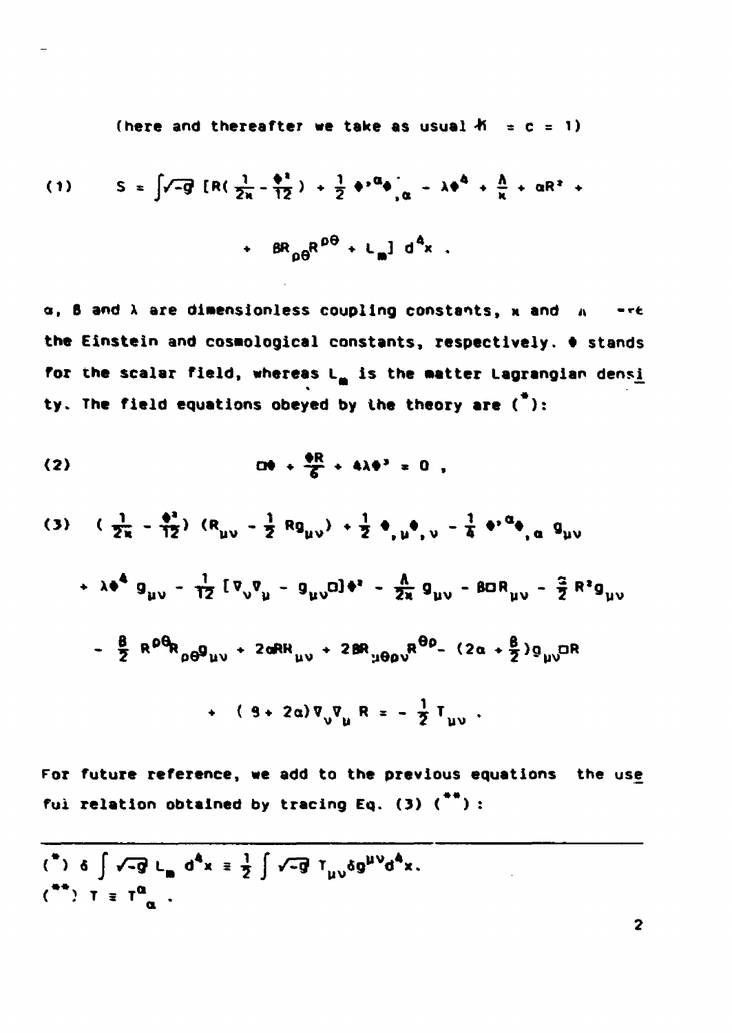(here and thereafter we take as usual $\hbar = c = 1$)

$$
(1) \qquad S = \int \sqrt{-g} \, [R(\frac{1}{2\kappa} - \frac{\phi^2}{12}) + \frac{1}{2} \phi^{,\alpha} \phi_{,\alpha} - \lambda\phi^4 + \frac{\Lambda}{\kappa} + \alpha R^2 + \beta R_{\rho\theta} R^{\rho\theta} + L_m] \, d^4x \ .
$$

$\alpha$, $\beta$ and $\lambda$ are dimensionless coupling constants, $\kappa$ and $\Lambda$ are the Einstein and cosmological constants, respectively. $\phi$ stands for the scalar field, whereas $L_m$ is the matter Lagrangian density. The field equations obeyed by the theory are (*):

$$
(2) \qquad \Box\phi + \frac{\phi R}{6} + 4\lambda\phi^3 = 0 \ ,
$$

$$
\begin{aligned}
(3) \qquad & (\frac{1}{2\kappa} - \frac{\phi^2}{12}) (R_{\mu\nu} - \frac{1}{2} R g_{\mu\nu}) + \frac{1}{2} \phi_{,\mu} \phi_{,\nu} - \frac{1}{4} \phi^{,\alpha} \phi_{,\alpha} g_{\mu\nu} \\
& + \lambda\phi^4 g_{\mu\nu} - \frac{1}{12} [\nabla_\nu \nabla_\mu - g_{\mu\nu}\Box]\phi^2 - \frac{\Lambda}{2\kappa} g_{\mu\nu} - \beta\Box R_{\mu\nu} - \frac{\alpha}{2} R^2 g_{\mu\nu} \\
& - \frac{\beta}{2} R^{\rho\theta} R_{\rho\theta} g_{\mu\nu} + 2\alpha R R_{\mu\nu} + 2\beta R_{\mu\theta\rho\nu} R^{\theta\rho} - (2\alpha + \frac{\beta}{2}) g_{\mu\nu} \Box R \\
& + (\beta + 2\alpha) \nabla_\nu \nabla_\mu R = - \frac{1}{2} T_{\mu\nu} \ .
\end{aligned}
$$

For future reference, we add to the previous equations the useful relation obtained by tracing Eq. (3) (**):

(*) $\delta \int \sqrt{-g} \, L_m \, d^4x \equiv \frac{1}{2} \int \sqrt{-g} \, T_{\mu\nu} \delta g^{\mu\nu} d^4x$.

(**) $T \equiv T^\alpha{}_\alpha$ .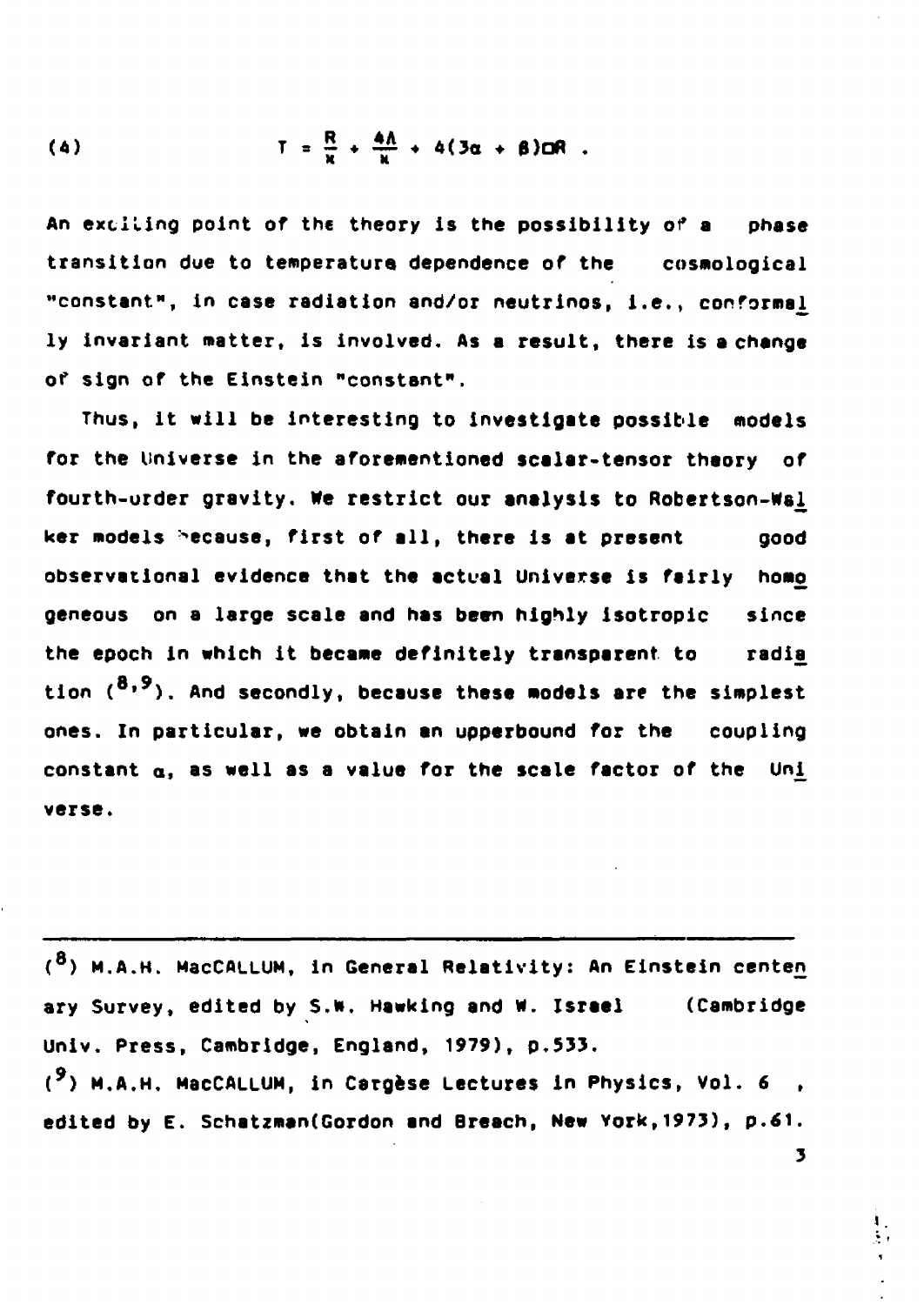$$T = \frac{R}{\kappa} + \frac{4\Lambda}{\kappa} + 4(3\alpha + \beta)\Box R \,. \tag{4}$$

An exciting point of the theory is the possibility of a phase transition due to temperature dependence of the cosmological "constant", in case radiation and/or neutrinos, i.e., conformally invariant matter, is involved. As a result, there is a change of sign of the Einstein "constant".

Thus, it will be interesting to investigate possible models for the Universe in the aforementioned scalar-tensor theory of fourth-order gravity. We restrict our analysis to Robertson-Walker models because, first of all, there is at present good observational evidence that the actual Universe is fairly homogeneous on a large scale and has been highly isotropic since the epoch in which it became definitely transparent to radiation ([8,9]). And secondly, because these models are the simplest ones. In particular, we obtain an upperbound for the coupling constant $\alpha$, as well as a value for the scale factor of the Universe.

---

([8]) M.A.H. MacCALLUM, in General Relativity: An Einstein centenary Survey, edited by S.W. Hawking and W. Israel (Cambridge Univ. Press, Cambridge, England, 1979), p.533.

([9]) M.A.H. MacCALLUM, in Cargèse Lectures in Physics, Vol. 6, edited by E. Schatzman(Gordon and Breach, New York,1973), p.61.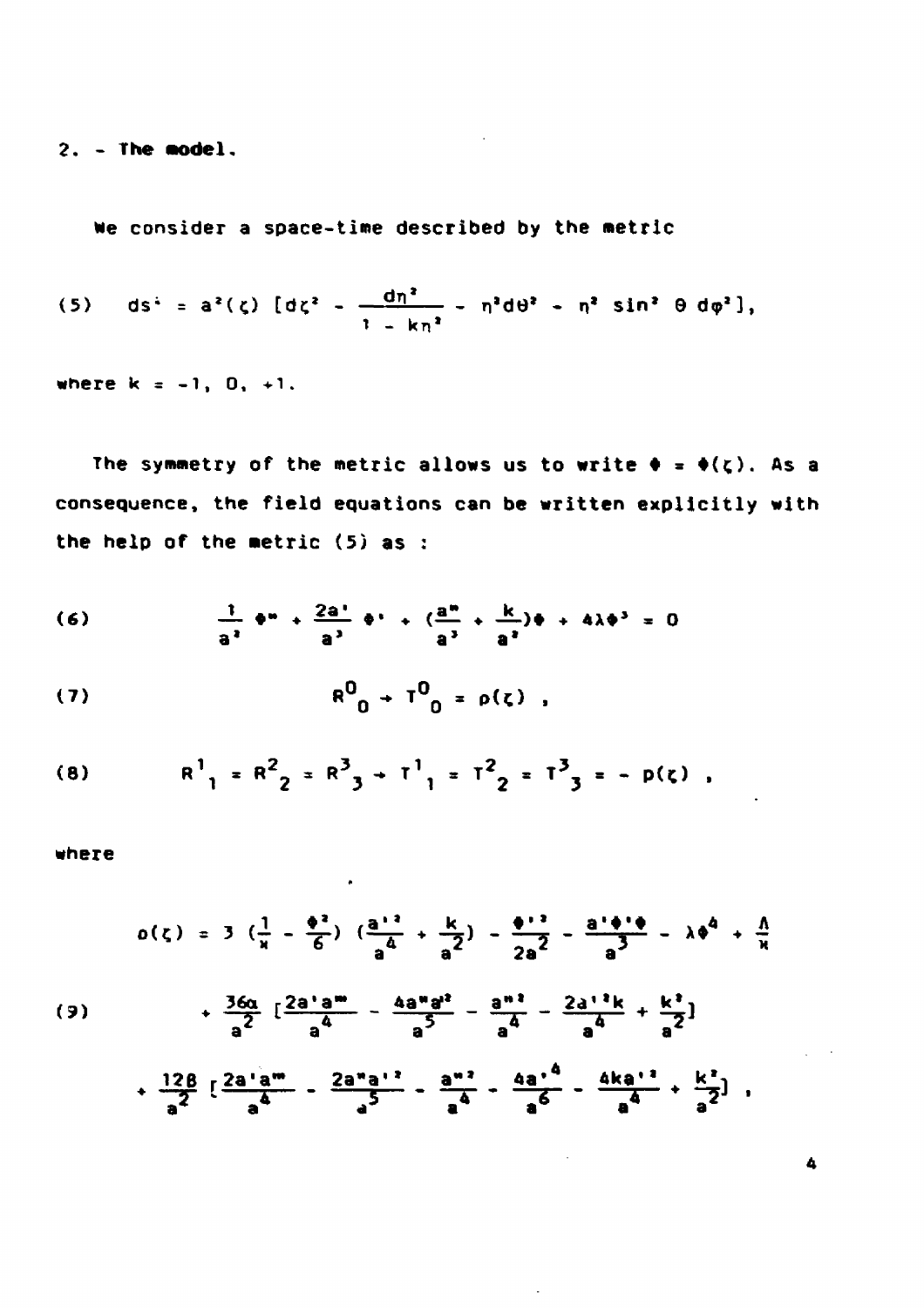## 2. - The model.

We consider a space-time described by the metric

$$(5) \quad ds^2 = a^2(\zeta)\,[d\zeta^2 - \frac{d\eta^2}{1 - k\eta^2} - \eta^2 d\theta^2 - \eta^2 \sin^2\theta\, d\varphi^2],$$

where $k = -1,\ 0,\ +1$.

The symmetry of the metric allows us to write $\Phi = \Phi(\zeta)$. As a consequence, the field equations can be written explicitly with the help of the metric (5) as :

$$(6) \qquad \frac{1}{a^2}\,\Phi'' + \frac{2a'}{a^3}\,\Phi' + (\frac{a''}{a^3} + \frac{k}{a^2})\Phi + 4\lambda\Phi^3 = 0$$

$$(7) \qquad R^0{}_0 + T^0{}_0 = \rho(\zeta) \ ,$$

$$(8) \qquad R^1{}_1 = R^2{}_2 = R^3{}_3 + T^1{}_1 = T^2{}_2 = T^3{}_3 = -\,p(\zeta) \ ,$$

where

$$\rho(\zeta) = 3\,(\frac{1}{\varkappa} - \frac{\Phi^2}{6})\,(\frac{a'^2}{a^4} + \frac{k}{a^2}) - \frac{\Phi'^2}{2a^2} - \frac{a'\Phi'\Phi}{a^3} - \lambda\Phi^4 + \frac{\Lambda}{\varkappa}$$

$$(9) \qquad + \frac{36\alpha}{a^2}\,[\frac{2a'a'''}{a^4} - \frac{4a''a'^2}{a^5} - \frac{a''^2}{a^4} - \frac{2a'^2k}{a^4} + \frac{k^2}{a^2}]$$

$$+ \frac{12\beta}{a^2}\,[\frac{2a'a'''}{a^4} - \frac{2a''a'^2}{a^5} - \frac{a''^2}{a^4} - \frac{4a'^4}{a^6} - \frac{4ka'^2}{a^4} + \frac{k^2}{a^2}] \ ,$$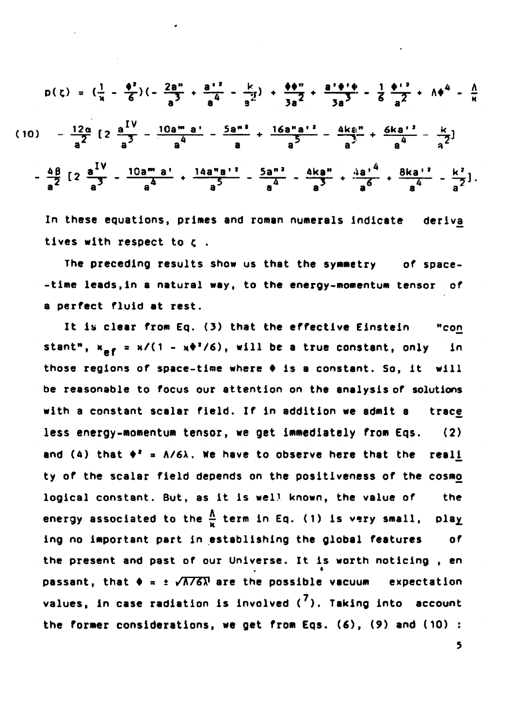$$
\begin{aligned}
p(\zeta) = {} & \left(\frac{1}{\kappa} - \frac{\phi^2}{6}\right)\left(-\frac{2a''}{a^3} + \frac{a'^2}{a^4} - \frac{k}{a^2}\right) + \frac{\phi\phi''}{3a^2} + \frac{a'\phi'\phi}{3a^3} - \frac{1}{6}\frac{\phi'^2}{a^2} + \Lambda\phi^4 - \frac{\Lambda}{\kappa} \\
(10) \quad & - \frac{12\alpha}{a^2}\left[2\,\frac{a^{IV}}{a^3} - \frac{10a'''a'}{a^4} - \frac{5a''^2}{a} + \frac{16a''a'^2}{a^5} - \frac{4ka''}{a^3} + \frac{6ka'^2}{a^4} - \frac{k}{a^2}\right] \\
& - \frac{4\beta}{a^2}\left[2\,\frac{a^{IV}}{a^3} - \frac{10a'''a'}{a^4} + \frac{14a''a'^2}{a^5} - \frac{5a''^2}{a^4} - \frac{4ka''}{a^3} + \frac{4a'^4}{a^6} + \frac{8ka'^2}{a^4} - \frac{k^2}{a^2}\right].
\end{aligned}
$$

In these equations, primes and roman numerals indicate derivatives with respect to $\zeta$ .

The preceding results show us that the symmetry of space-time leads, in a natural way, to the energy-momentum tensor of a perfect fluid at rest.

It is clear from Eq. (3) that the effective Einstein "constant", $\kappa_{ef} = \kappa/(1 - \kappa\phi^2/6)$, will be a true constant, only in those regions of space-time where $\phi$ is a constant. So, it will be reasonable to focus our attention on the analysis of solutions with a constant scalar field. If in addition we admit a traceless energy-momentum tensor, we get immediately from Eqs. (2) and (4) that $\phi^2 = \Lambda/6\lambda$. We have to observe here that the reality of the scalar field depends on the positiveness of the cosmological constant. But, as it is well known, the value of the energy associated to the $\frac{\Lambda}{\kappa}$ term in Eq. (1) is very small, playing no important part in establishing the global features of the present and past of our Universe. It is worth noticing , en passant, that $\phi = \pm\sqrt{\Lambda/6\lambda}$ are the possible vacuum expectation values, in case radiation is involved [7]. Taking into account the former considerations, we get from Eqs. (6), (9) and (10) :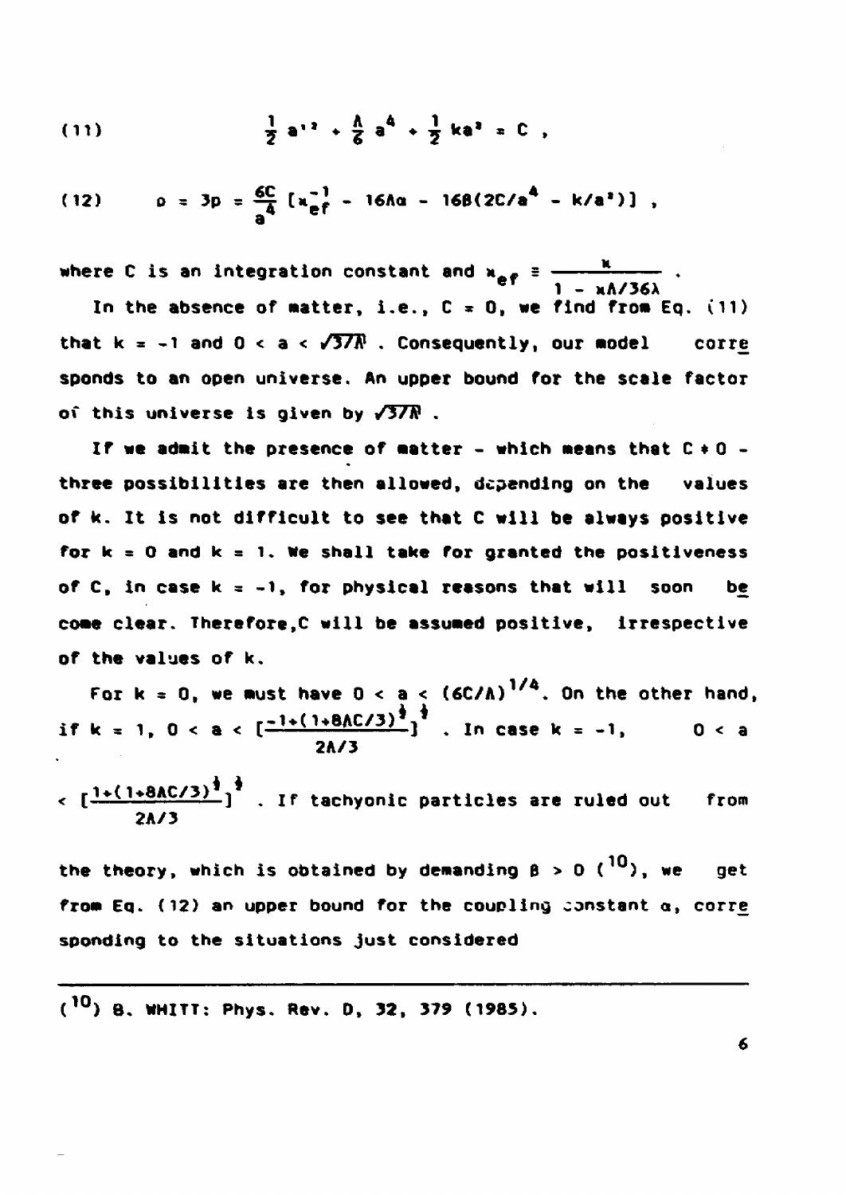$$\text{(11)} \qquad \frac{1}{2}\, a'^2 + \frac{\Lambda}{6}\, a^4 + \frac{1}{2}\, k a^2 = C \; ,$$

$$\text{(12)} \qquad \rho = 3p = \frac{6C}{a^4}\, [\varkappa_{ef}^{-1} - 16\Lambda\alpha - 16\beta(2C/a^4 - k/a^2)] \; ,$$

where $C$ is an integration constant and $\varkappa_{ef} \equiv \dfrac{\varkappa}{1 - \varkappa\Lambda/36\lambda}$ .

In the absence of matter, i.e., $C = 0$, we find from Eq. (11) that $k = -1$ and $0 < a < \sqrt{3/\Lambda}$ . Consequently, our model corresponds to an open universe. An upper bound for the scale factor of this universe is given by $\sqrt{3/\Lambda}$ .

If we admit the presence of matter - which means that $C \neq 0$ - three possibilities are then allowed, depending on the values of $k$. It is not difficult to see that $C$ will be always positive for $k = 0$ and $k = 1$. We shall take for granted the positiveness of $C$, in case $k = -1$, for physical reasons that will soon become clear. Therefore, $C$ will be assumed positive, irrespective of the values of $k$.

For $k = 0$, we must have $0 < a < (6C/\Lambda)^{1/4}$. On the other hand, if $k = 1$, $0 < a < [\frac{-1+(1+8\Lambda C/3)^{\frac{1}{2}}}{2\Lambda/3}]^{\frac{1}{2}}$ . In case $k = -1$, $0 < a < [\frac{1+(1+8\Lambda C/3)^{\frac{1}{2}}}{2\Lambda/3}]^{\frac{1}{2}}$ . If tachyonic particles are ruled out from the theory, which is obtained by demanding $\beta > 0$ [10], we get from Eq. (12) an upper bound for the coupling constant $\alpha$, corresponding to the situations just considered

---

[10] B. WHITT: Phys. Rev. D, 32, 379 (1985).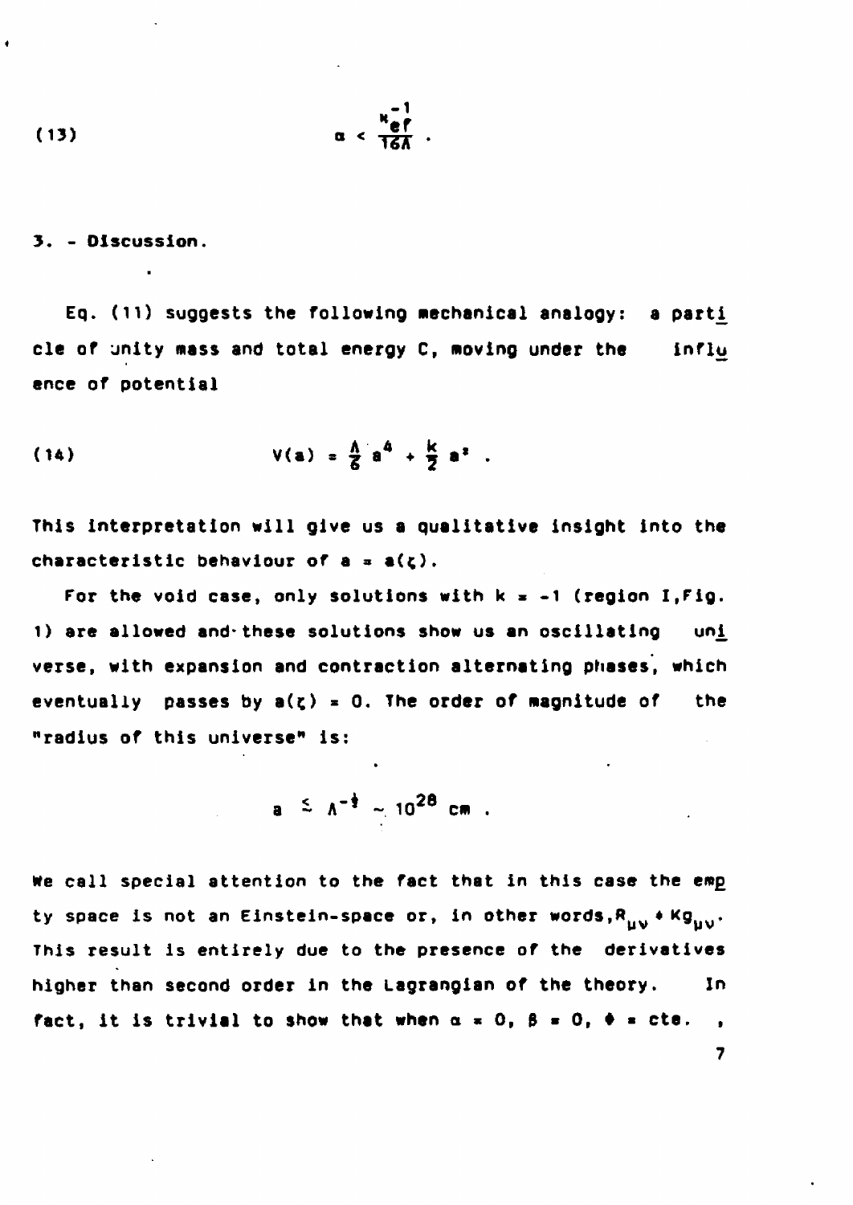$$(13) \qquad \alpha < \frac{\kappa_{ef}^{-1}}{16\Lambda} .$$

## 3. - Discussion.

Eq. (11) suggests the following mechanical analogy: a particle of unity mass and total energy C, moving under the influence of potential

$$(14) \qquad V(a) = \frac{\Lambda}{6} a^4 + \frac{k}{2} a^2 .$$

This interpretation will give us a qualitative insight into the characteristic behaviour of $a = a(\zeta)$.

For the void case, only solutions with $k = -1$ (region I, Fig. 1) are allowed and these solutions show us an oscillating universe, with expansion and contraction alternating phases, which eventually passes by $a(\zeta) = 0$. The order of magnitude of the "radius of this universe" is:

$$a \lesssim \Lambda^{-\frac{1}{2}} \sim 10^{28} \text{ cm} .$$

We call special attention to the fact that in this case the empty space is not an Einstein-space or, in other words, $R_{\mu\nu} \neq Kg_{\mu\nu}$. This result is entirely due to the presence of the derivatives higher than second order in the Lagrangian of the theory. In fact, it is trivial to show that when $\alpha = 0$, $\beta = 0$, $\Phi = $ cte. ,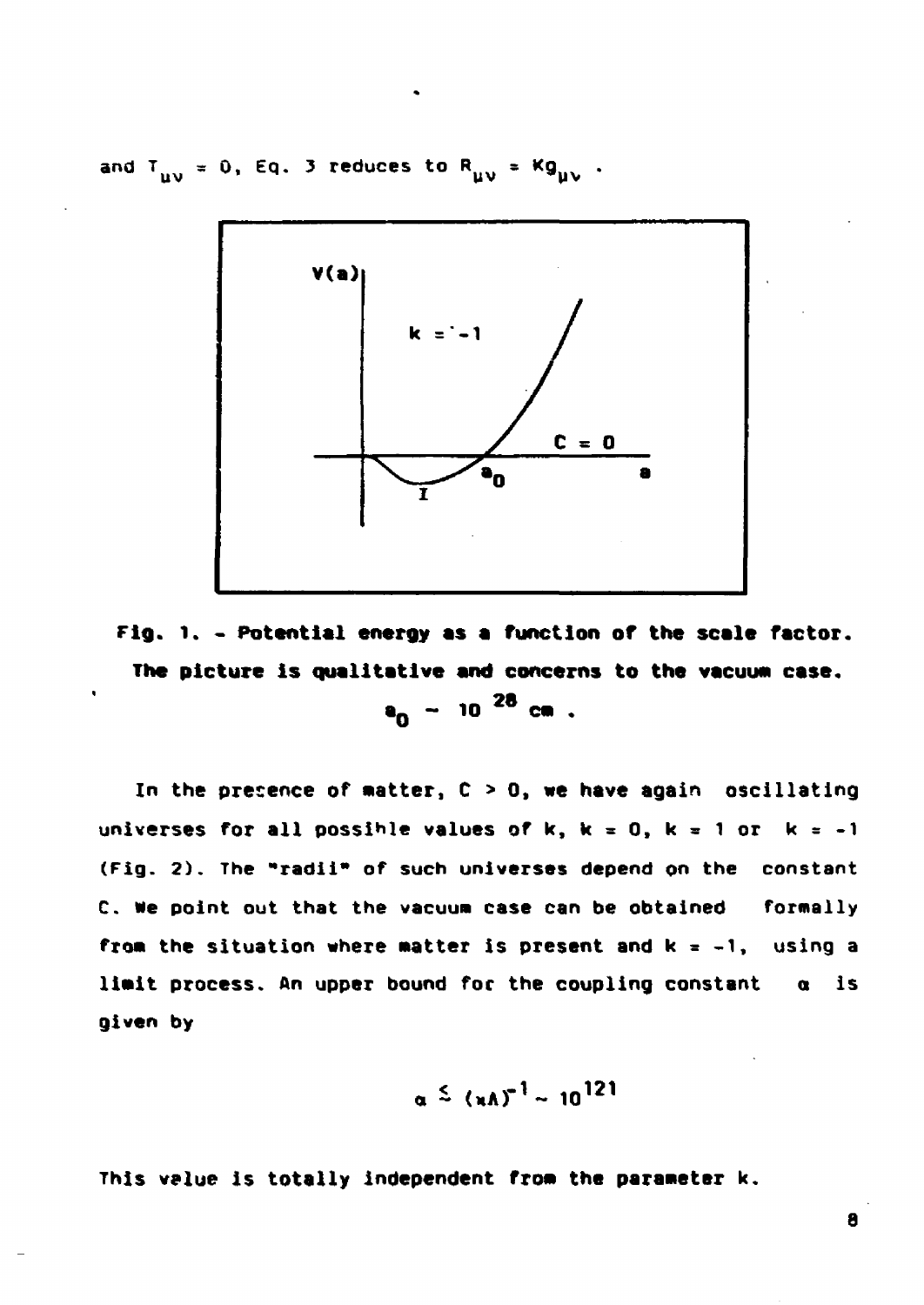and $T_{\mu\nu} = 0$, Eq. 3 reduces to $R_{\mu\nu} = Kg_{\mu\nu}$ .

**Fig. 1. - Potential energy as a function of the scale factor. The picture is qualitative and concerns to the vacuum case. $a_0 \sim 10^{28}$ cm .**

In the presence of matter, $C > 0$, we have again oscillating universes for all possible values of k, $k = 0$, $k = 1$ or $k = -1$ (Fig. 2). The "radii" of such universes depend on the constant C. We point out that the vacuum case can be obtained formally from the situation where matter is present and $k = -1$, using a limit process. An upper bound for the coupling constant $\alpha$ is given by

$$\alpha \lesssim (\kappa\Lambda)^{-1} \sim 10^{121}$$

This value is totally independent from the parameter k.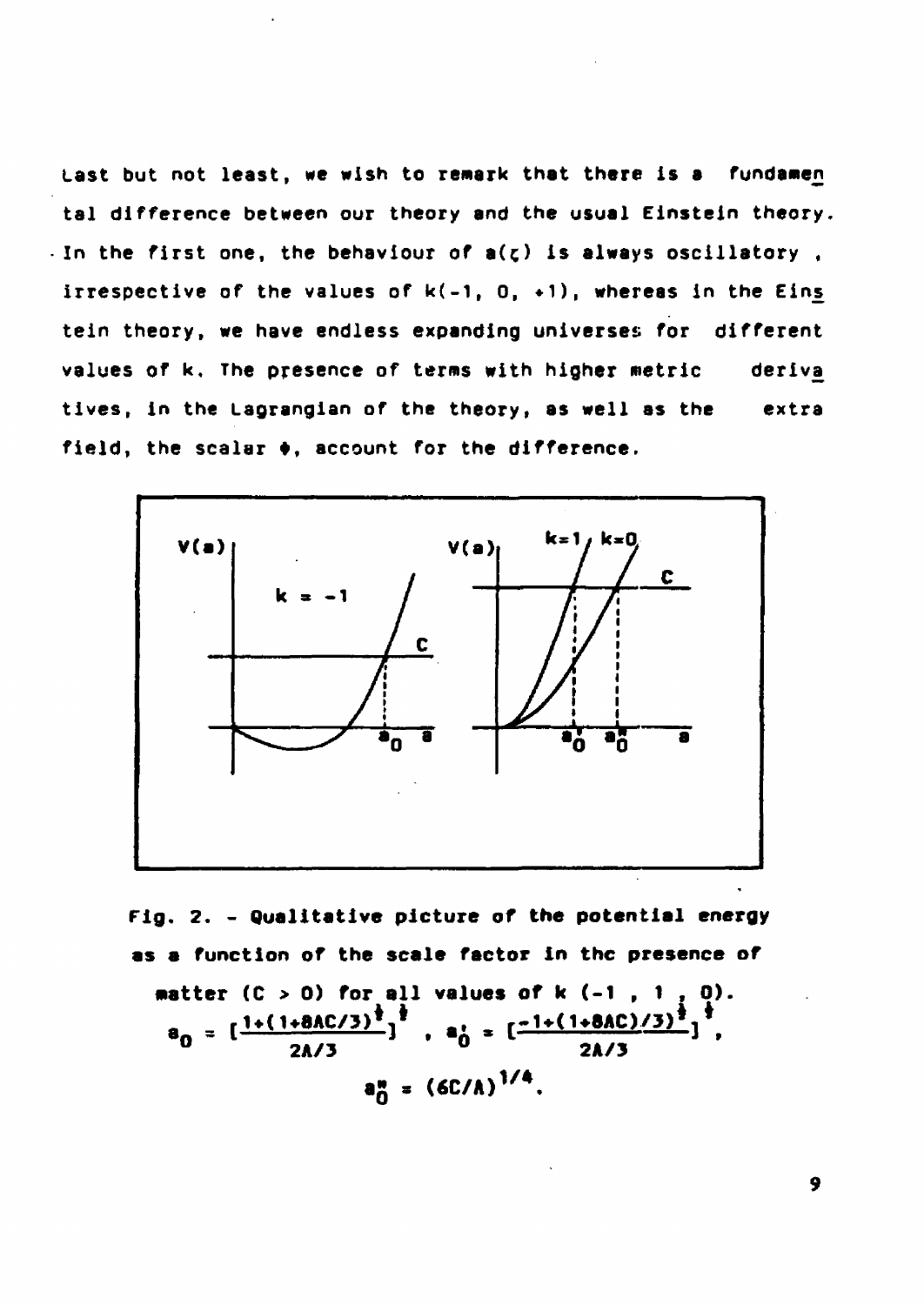Last but not least, we wish to remark that there is a fundamental difference between our theory and the usual Einstein theory. In the first one, the behaviour of $a(\zeta)$ is always oscillatory, irrespective of the values of $k(-1, 0, +1)$, whereas in the Einstein theory, we have endless expanding universes for different values of k. The presence of terms with higher metric derivatives, in the Lagrangian of the theory, as well as the extra field, the scalar $\Phi$, account for the difference.

V(a)

k = -1

C

$a_0$ a

V(a)

k=1 k=0

C

$a_0'$ $a_0''$ a

Fig. 2. - Qualitative picture of the potential energy as a function of the scale factor in the presence of matter (C > 0) for all values of k (-1 , 1 , 0).

$$a_0 = [\frac{1+(1+8AC/3)^{\frac{1}{2}}}{2A/3}]^{\frac{1}{2}} \ , \ a_0' = [\frac{-1+(1+8AC)/3)^{\frac{1}{2}}}{2A/3}]^{\frac{1}{2}} ,$$

$$a_0'' = (6C/A)^{1/4}.$$